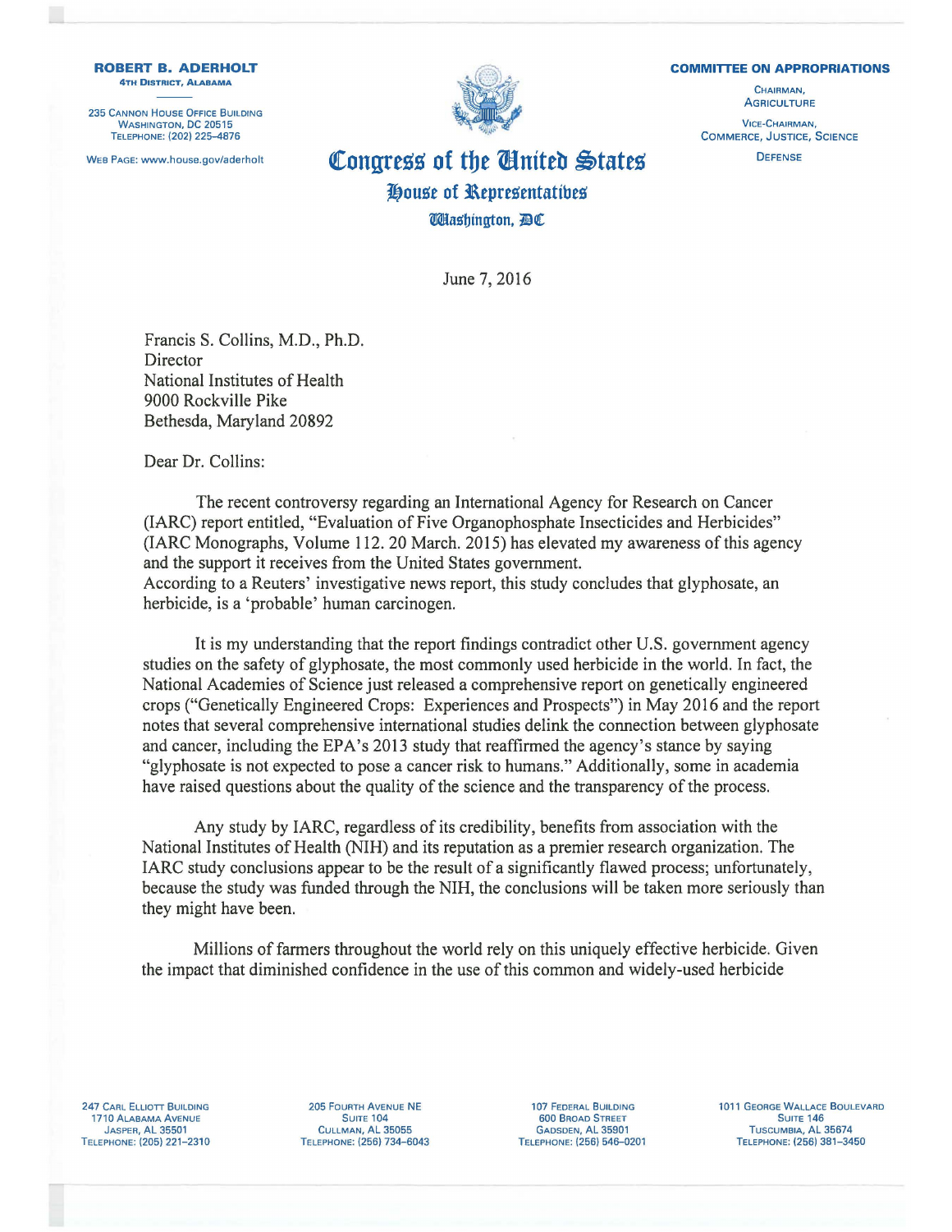**ROBERT B. ADERHOLT**
4TH DISTRICT, ALABAMA

235 CANNON HOUSE OFFICE BUILDING
WASHINGTON, DC 20515
TELEPHONE: (202) 225–4876

WEB PAGE: www.house.gov/aderholt

# Congress of the United States
## House of Representatives
### Washington, DC

**COMMITTEE ON APPROPRIATIONS**

CHAIRMAN,
AGRICULTURE

VICE-CHAIRMAN,
COMMERCE, JUSTICE, SCIENCE

DEFENSE

June 7, 2016

Francis S. Collins, M.D., Ph.D.
Director
National Institutes of Health
9000 Rockville Pike
Bethesda, Maryland 20892

Dear Dr. Collins:

The recent controversy regarding an International Agency for Research on Cancer (IARC) report entitled, "Evaluation of Five Organophosphate Insecticides and Herbicides" (IARC Monographs, Volume 112. 20 March. 2015) has elevated my awareness of this agency and the support it receives from the United States government.
According to a Reuters' investigative news report, this study concludes that glyphosate, an herbicide, is a 'probable' human carcinogen.

It is my understanding that the report findings contradict other U.S. government agency studies on the safety of glyphosate, the most commonly used herbicide in the world. In fact, the National Academies of Science just released a comprehensive report on genetically engineered crops ("Genetically Engineered Crops: Experiences and Prospects") in May 2016 and the report notes that several comprehensive international studies delink the connection between glyphosate and cancer, including the EPA's 2013 study that reaffirmed the agency's stance by saying "glyphosate is not expected to pose a cancer risk to humans." Additionally, some in academia have raised questions about the quality of the science and the transparency of the process.

Any study by IARC, regardless of its credibility, benefits from association with the National Institutes of Health (NIH) and its reputation as a premier research organization. The IARC study conclusions appear to be the result of a significantly flawed process; unfortunately, because the study was funded through the NIH, the conclusions will be taken more seriously than they might have been.

Millions of farmers throughout the world rely on this uniquely effective herbicide. Given the impact that diminished confidence in the use of this common and widely-used herbicide

247 CARL ELLIOTT BUILDING
1710 ALABAMA AVENUE
JASPER, AL 35501
TELEPHONE: (205) 221–2310

205 FOURTH AVENUE NE
SUITE 104
CULLMAN, AL 35055
TELEPHONE: (256) 734–6043

107 FEDERAL BUILDING
600 BROAD STREET
GADSDEN, AL 35901
TELEPHONE: (256) 546–0201

1011 GEORGE WALLACE BOULEVARD
SUITE 146
TUSCUMBIA, AL 35674
TELEPHONE: (256) 381–3450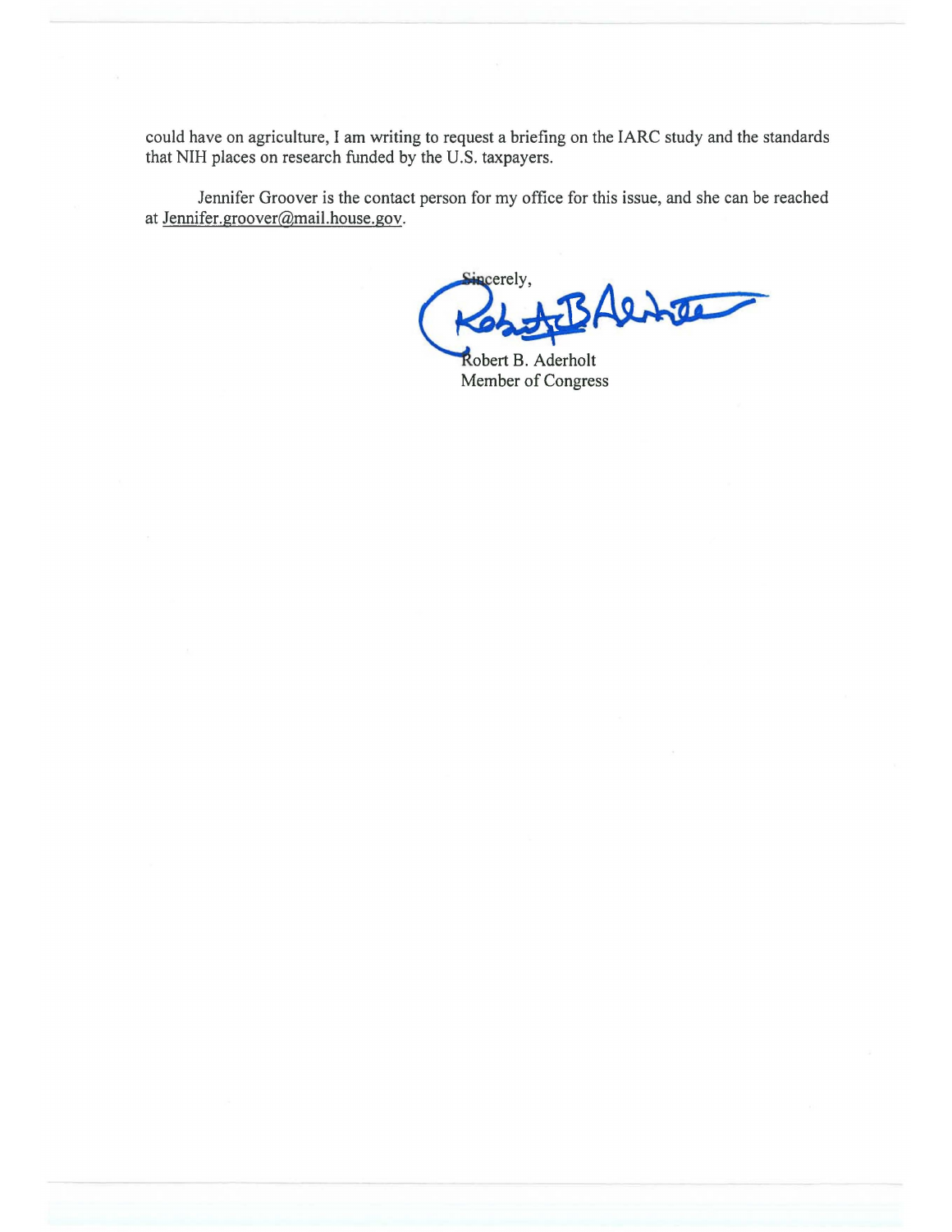could have on agriculture, I am writing to request a briefing on the IARC study and the standards that NIH places on research funded by the U.S. taxpayers.

Jennifer Groover is the contact person for my office for this issue, and she can be reached at Jennifer.groover@mail.house.gov.

Sincerely,

Robert B. Aderholt
Member of Congress